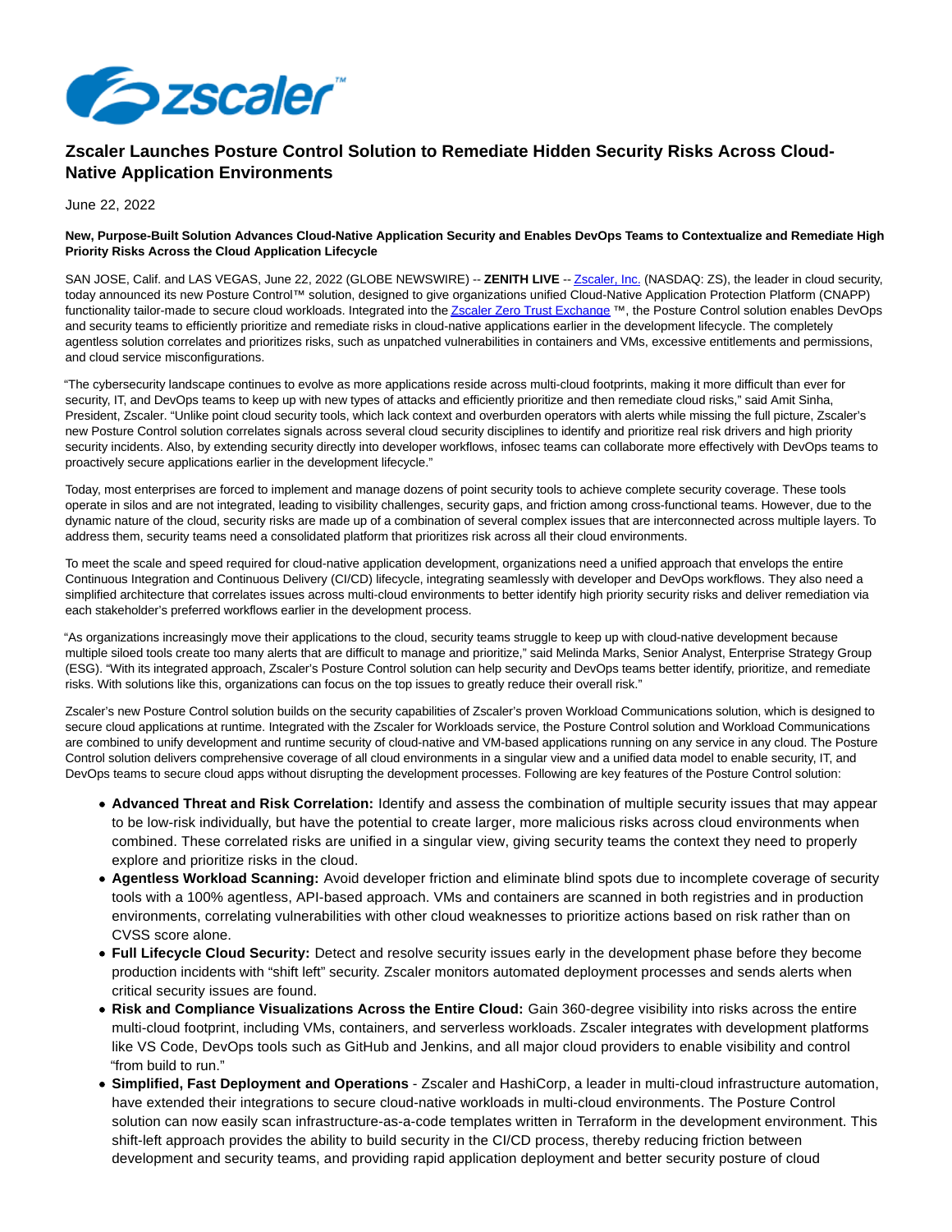# Zscaler Launches Posture Control Solution to Remediate Hidden Security Risks Across Cloud-Native Application Environments

June 22, 2022

**New, Purpose-Built Solution Advances Cloud-Native Application Security and Enables DevOps Teams to Contextualize and Remediate High Priority Risks Across the Cloud Application Lifecycle**

SAN JOSE, Calif. and LAS VEGAS, June 22, 2022 (GLOBE NEWSWIRE) -- **ZENITH LIVE** -- [Zscaler, Inc.](https://www.zscaler.com/) (NASDAQ: ZS), the leader in cloud security, today announced its new Posture Control™ solution, designed to give organizations unified Cloud-Native Application Protection Platform (CNAPP) functionality tailor-made to secure cloud workloads. Integrated into the [Zscaler Zero Trust Exchange](https://www.zscaler.com/) ™, the Posture Control solution enables DevOps and security teams to efficiently prioritize and remediate risks in cloud-native applications earlier in the development lifecycle. The completely agentless solution correlates and prioritizes risks, such as unpatched vulnerabilities in containers and VMs, excessive entitlements and permissions, and cloud service misconfigurations.

"The cybersecurity landscape continues to evolve as more applications reside across multi-cloud footprints, making it more difficult than ever for security, IT, and DevOps teams to keep up with new types of attacks and efficiently prioritize and then remediate cloud risks," said Amit Sinha, President, Zscaler. "Unlike point cloud security tools, which lack context and overburden operators with alerts while missing the full picture, Zscaler's new Posture Control solution correlates signals across several cloud security disciplines to identify and prioritize real risk drivers and high priority security incidents. Also, by extending security directly into developer workflows, infosec teams can collaborate more effectively with DevOps teams to proactively secure applications earlier in the development lifecycle."

Today, most enterprises are forced to implement and manage dozens of point security tools to achieve complete security coverage. These tools operate in silos and are not integrated, leading to visibility challenges, security gaps, and friction among cross-functional teams. However, due to the dynamic nature of the cloud, security risks are made up of a combination of several complex issues that are interconnected across multiple layers. To address them, security teams need a consolidated platform that prioritizes risk across all their cloud environments.

To meet the scale and speed required for cloud-native application development, organizations need a unified approach that envelops the entire Continuous Integration and Continuous Delivery (CI/CD) lifecycle, integrating seamlessly with developer and DevOps workflows. They also need a simplified architecture that correlates issues across multi-cloud environments to better identify high priority security risks and deliver remediation via each stakeholder's preferred workflows earlier in the development process.

"As organizations increasingly move their applications to the cloud, security teams struggle to keep up with cloud-native development because multiple siloed tools create too many alerts that are difficult to manage and prioritize," said Melinda Marks, Senior Analyst, Enterprise Strategy Group (ESG). "With its integrated approach, Zscaler's Posture Control solution can help security and DevOps teams better identify, prioritize, and remediate risks. With solutions like this, organizations can focus on the top issues to greatly reduce their overall risk."

Zscaler's new Posture Control solution builds on the security capabilities of Zscaler's proven Workload Communications solution, which is designed to secure cloud applications at runtime. Integrated with the Zscaler for Workloads service, the Posture Control solution and Workload Communications are combined to unify development and runtime security of cloud-native and VM-based applications running on any service in any cloud. The Posture Control solution delivers comprehensive coverage of all cloud environments in a singular view and a unified data model to enable security, IT, and DevOps teams to secure cloud apps without disrupting the development processes. Following are key features of the Posture Control solution:

- **Advanced Threat and Risk Correlation:** Identify and assess the combination of multiple security issues that may appear to be low-risk individually, but have the potential to create larger, more malicious risks across cloud environments when combined. These correlated risks are unified in a singular view, giving security teams the context they need to properly explore and prioritize risks in the cloud.
- **Agentless Workload Scanning:** Avoid developer friction and eliminate blind spots due to incomplete coverage of security tools with a 100% agentless, API-based approach. VMs and containers are scanned in both registries and in production environments, correlating vulnerabilities with other cloud weaknesses to prioritize actions based on risk rather than on CVSS score alone.
- **Full Lifecycle Cloud Security:** Detect and resolve security issues early in the development phase before they become production incidents with "shift left" security. Zscaler monitors automated deployment processes and sends alerts when critical security issues are found.
- **Risk and Compliance Visualizations Across the Entire Cloud:** Gain 360-degree visibility into risks across the entire multi-cloud footprint, including VMs, containers, and serverless workloads. Zscaler integrates with development platforms like VS Code, DevOps tools such as GitHub and Jenkins, and all major cloud providers to enable visibility and control "from build to run."
- **Simplified, Fast Deployment and Operations** - Zscaler and HashiCorp, a leader in multi-cloud infrastructure automation, have extended their integrations to secure cloud-native workloads in multi-cloud environments. The Posture Control solution can now easily scan infrastructure-as-a-code templates written in Terraform in the development environment. This shift-left approach provides the ability to build security in the CI/CD process, thereby reducing friction between development and security teams, and providing rapid application deployment and better security posture of cloud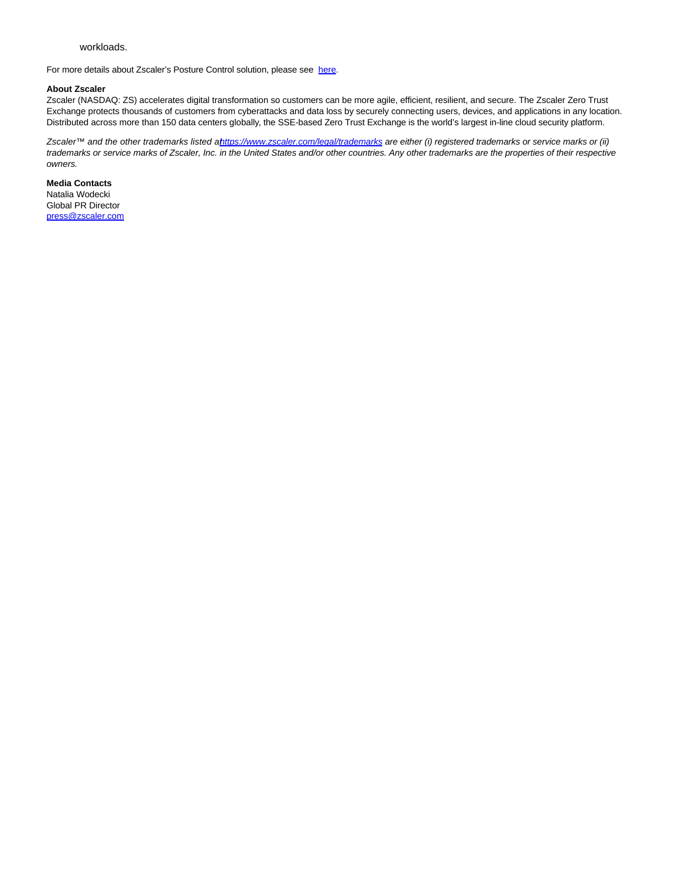workloads.

For more details about Zscaler's Posture Control solution, please see [here](#).

**About Zscaler**
Zscaler (NASDAQ: ZS) accelerates digital transformation so customers can be more agile, efficient, resilient, and secure. The Zscaler Zero Trust Exchange protects thousands of customers from cyberattacks and data loss by securely connecting users, devices, and applications in any location. Distributed across more than 150 data centers globally, the SSE-based Zero Trust Exchange is the world's largest in-line cloud security platform.

*Zscaler™ and the other trademarks listed at [https://www.zscaler.com/legal/trademarks](https://www.zscaler.com/legal/trademarks) are either (i) registered trademarks or service marks or (ii) trademarks or service marks of Zscaler, Inc. in the United States and/or other countries. Any other trademarks are the properties of their respective owners.*

**Media Contacts**
Natalia Wodecki
Global PR Director
[press@zscaler.com](mailto:press@zscaler.com)